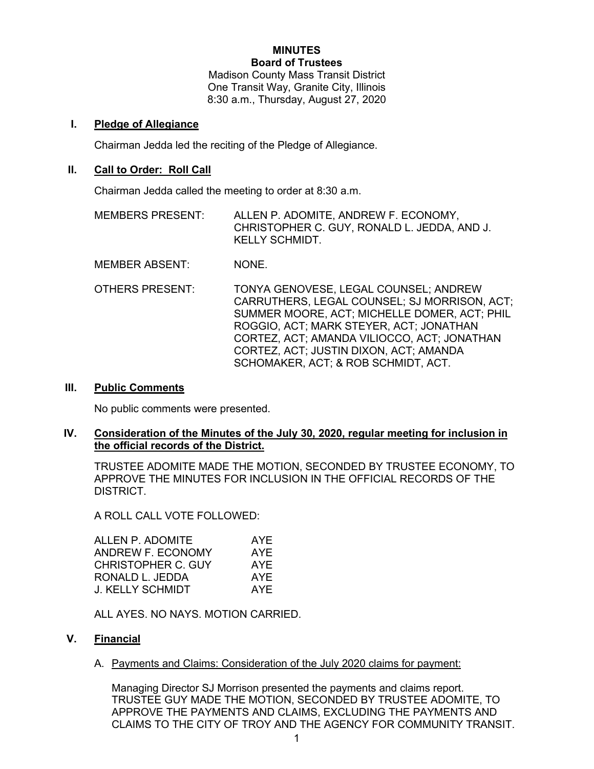**MINUTES**
**Board of Trustees**
Madison County Mass Transit District
One Transit Way, Granite City, Illinois
8:30 a.m., Thursday, August 27, 2020

## I. Pledge of Allegiance

Chairman Jedda led the reciting of the Pledge of Allegiance.

## II. Call to Order: Roll Call

Chairman Jedda called the meeting to order at 8:30 a.m.

MEMBERS PRESENT: ALLEN P. ADOMITE, ANDREW F. ECONOMY, CHRISTOPHER C. GUY, RONALD L. JEDDA, AND J. KELLY SCHMIDT.

MEMBER ABSENT: NONE.

OTHERS PRESENT: TONYA GENOVESE, LEGAL COUNSEL; ANDREW CARRUTHERS, LEGAL COUNSEL; SJ MORRISON, ACT; SUMMER MOORE, ACT; MICHELLE DOMER, ACT; PHIL ROGGIO, ACT; MARK STEYER, ACT; JONATHAN CORTEZ, ACT; AMANDA VILIOCCO, ACT; JONATHAN CORTEZ, ACT; JUSTIN DIXON, ACT; AMANDA SCHOMAKER, ACT; & ROB SCHMIDT, ACT.

## III. Public Comments

No public comments were presented.

## IV. Consideration of the Minutes of the July 30, 2020, regular meeting for inclusion in the official records of the District.

TRUSTEE ADOMITE MADE THE MOTION, SECONDED BY TRUSTEE ECONOMY, TO APPROVE THE MINUTES FOR INCLUSION IN THE OFFICIAL RECORDS OF THE DISTRICT.

A ROLL CALL VOTE FOLLOWED:

| | |
|---|---|
| ALLEN P. ADOMITE | AYE |
| ANDREW F. ECONOMY | AYE |
| CHRISTOPHER C. GUY | AYE |
| RONALD L. JEDDA | AYE |
| J. KELLY SCHMIDT | AYE |

ALL AYES. NO NAYS. MOTION CARRIED.

## V. Financial

A. Payments and Claims: Consideration of the July 2020 claims for payment:

Managing Director SJ Morrison presented the payments and claims report. TRUSTEE GUY MADE THE MOTION, SECONDED BY TRUSTEE ADOMITE, TO APPROVE THE PAYMENTS AND CLAIMS, EXCLUDING THE PAYMENTS AND CLAIMS TO THE CITY OF TROY AND THE AGENCY FOR COMMUNITY TRANSIT.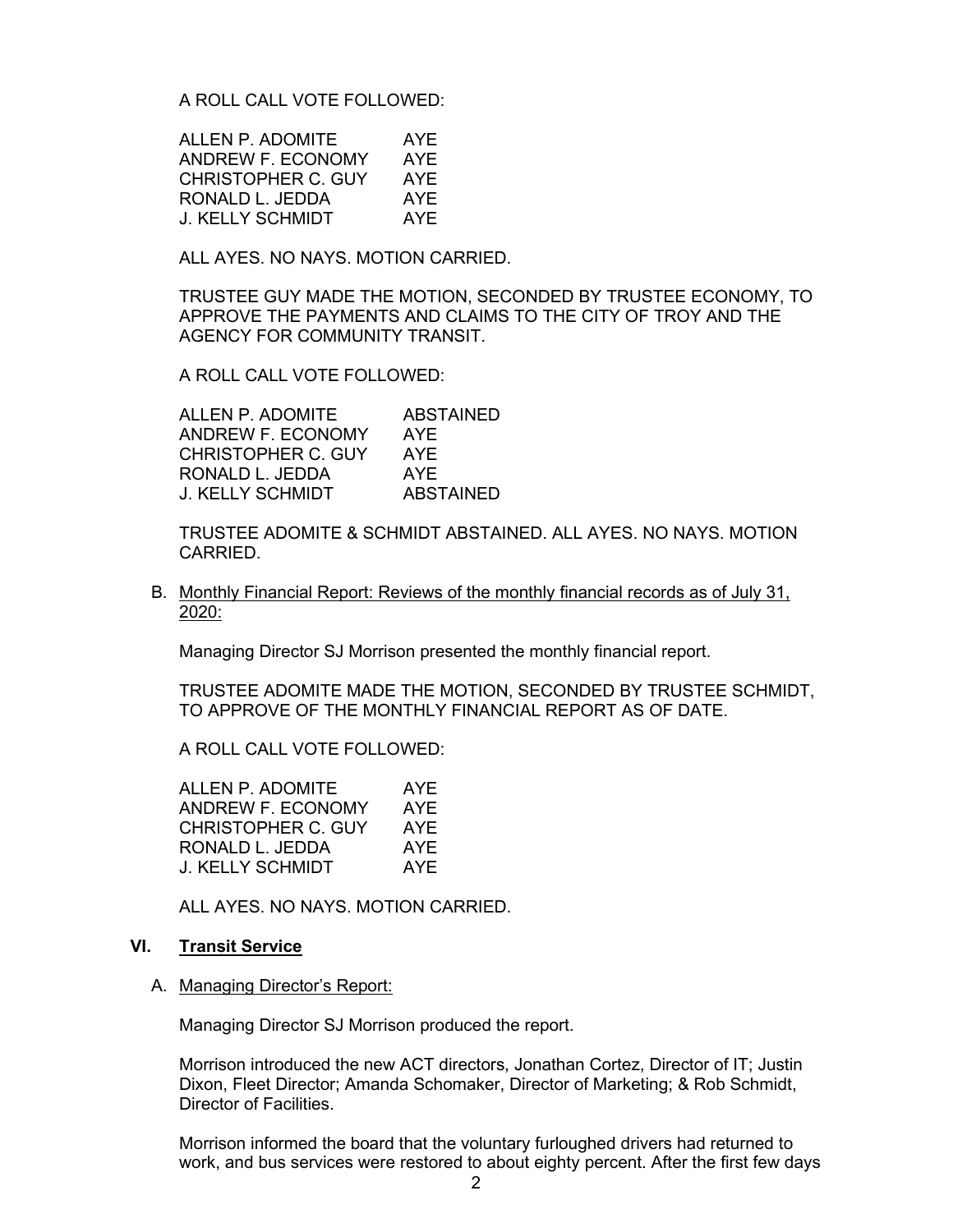A ROLL CALL VOTE FOLLOWED:

| | |
|---|---|
| ALLEN P. ADOMITE | AYE |
| ANDREW F. ECONOMY | AYE |
| CHRISTOPHER C. GUY | AYE |
| RONALD L. JEDDA | AYE |
| J. KELLY SCHMIDT | AYE |

ALL AYES. NO NAYS. MOTION CARRIED.

TRUSTEE GUY MADE THE MOTION, SECONDED BY TRUSTEE ECONOMY, TO APPROVE THE PAYMENTS AND CLAIMS TO THE CITY OF TROY AND THE AGENCY FOR COMMUNITY TRANSIT.

A ROLL CALL VOTE FOLLOWED:

| | |
|---|---|
| ALLEN P. ADOMITE | ABSTAINED |
| ANDREW F. ECONOMY | AYE |
| CHRISTOPHER C. GUY | AYE |
| RONALD L. JEDDA | AYE |
| J. KELLY SCHMIDT | ABSTAINED |

TRUSTEE ADOMITE & SCHMIDT ABSTAINED. ALL AYES. NO NAYS. MOTION CARRIED.

B. <u>Monthly Financial Report: Reviews of the monthly financial records as of July 31, 2020:</u>

Managing Director SJ Morrison presented the monthly financial report.

TRUSTEE ADOMITE MADE THE MOTION, SECONDED BY TRUSTEE SCHMIDT, TO APPROVE OF THE MONTHLY FINANCIAL REPORT AS OF DATE.

A ROLL CALL VOTE FOLLOWED:

| | |
|---|---|
| ALLEN P. ADOMITE | AYE |
| ANDREW F. ECONOMY | AYE |
| CHRISTOPHER C. GUY | AYE |
| RONALD L. JEDDA | AYE |
| J. KELLY SCHMIDT | AYE |

ALL AYES. NO NAYS. MOTION CARRIED.

## VI. Transit Service

A. <u>Managing Director's Report:</u>

Managing Director SJ Morrison produced the report.

Morrison introduced the new ACT directors, Jonathan Cortez, Director of IT; Justin Dixon, Fleet Director; Amanda Schomaker, Director of Marketing; & Rob Schmidt, Director of Facilities.

Morrison informed the board that the voluntary furloughed drivers had returned to work, and bus services were restored to about eighty percent. After the first few days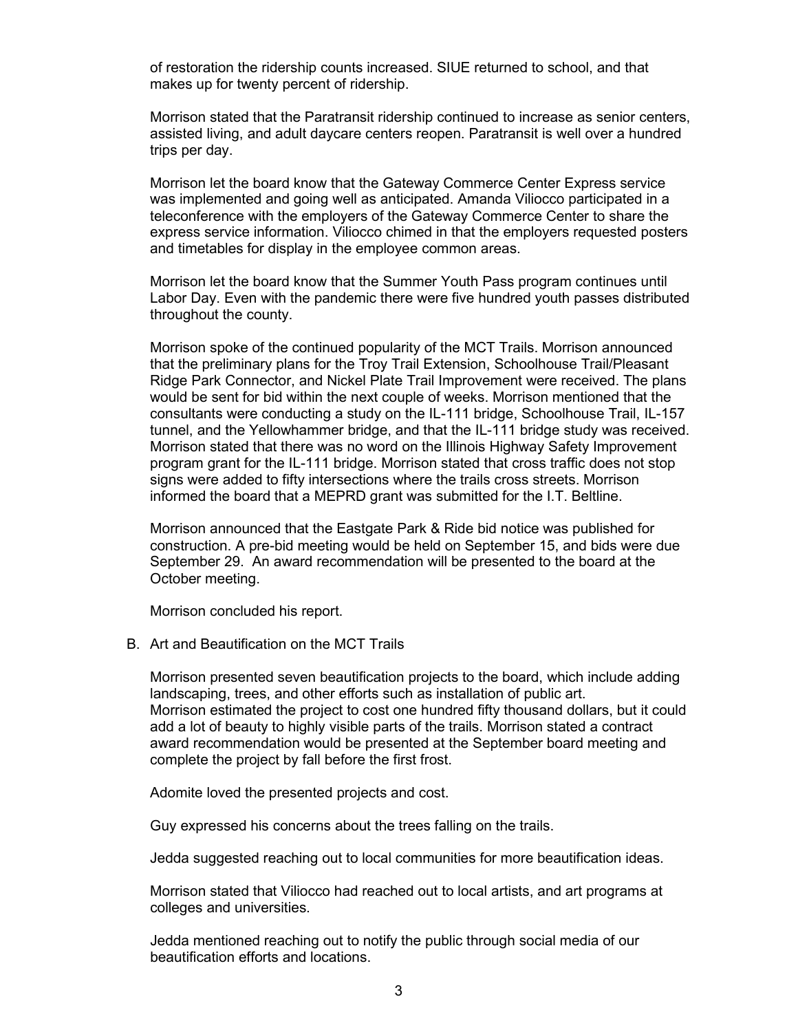of restoration the ridership counts increased. SIUE returned to school, and that makes up for twenty percent of ridership.

Morrison stated that the Paratransit ridership continued to increase as senior centers, assisted living, and adult daycare centers reopen. Paratransit is well over a hundred trips per day.

Morrison let the board know that the Gateway Commerce Center Express service was implemented and going well as anticipated. Amanda Viliocco participated in a teleconference with the employers of the Gateway Commerce Center to share the express service information. Viliocco chimed in that the employers requested posters and timetables for display in the employee common areas.

Morrison let the board know that the Summer Youth Pass program continues until Labor Day. Even with the pandemic there were five hundred youth passes distributed throughout the county.

Morrison spoke of the continued popularity of the MCT Trails. Morrison announced that the preliminary plans for the Troy Trail Extension, Schoolhouse Trail/Pleasant Ridge Park Connector, and Nickel Plate Trail Improvement were received. The plans would be sent for bid within the next couple of weeks. Morrison mentioned that the consultants were conducting a study on the IL-111 bridge, Schoolhouse Trail, IL-157 tunnel, and the Yellowhammer bridge, and that the IL-111 bridge study was received. Morrison stated that there was no word on the Illinois Highway Safety Improvement program grant for the IL-111 bridge. Morrison stated that cross traffic does not stop signs were added to fifty intersections where the trails cross streets. Morrison informed the board that a MEPRD grant was submitted for the I.T. Beltline.

Morrison announced that the Eastgate Park & Ride bid notice was published for construction. A pre-bid meeting would be held on September 15, and bids were due September 29. An award recommendation will be presented to the board at the October meeting.

Morrison concluded his report.

B. Art and Beautification on the MCT Trails

Morrison presented seven beautification projects to the board, which include adding landscaping, trees, and other efforts such as installation of public art. Morrison estimated the project to cost one hundred fifty thousand dollars, but it could add a lot of beauty to highly visible parts of the trails. Morrison stated a contract award recommendation would be presented at the September board meeting and complete the project by fall before the first frost.

Adomite loved the presented projects and cost.

Guy expressed his concerns about the trees falling on the trails.

Jedda suggested reaching out to local communities for more beautification ideas.

Morrison stated that Viliocco had reached out to local artists, and art programs at colleges and universities.

Jedda mentioned reaching out to notify the public through social media of our beautification efforts and locations.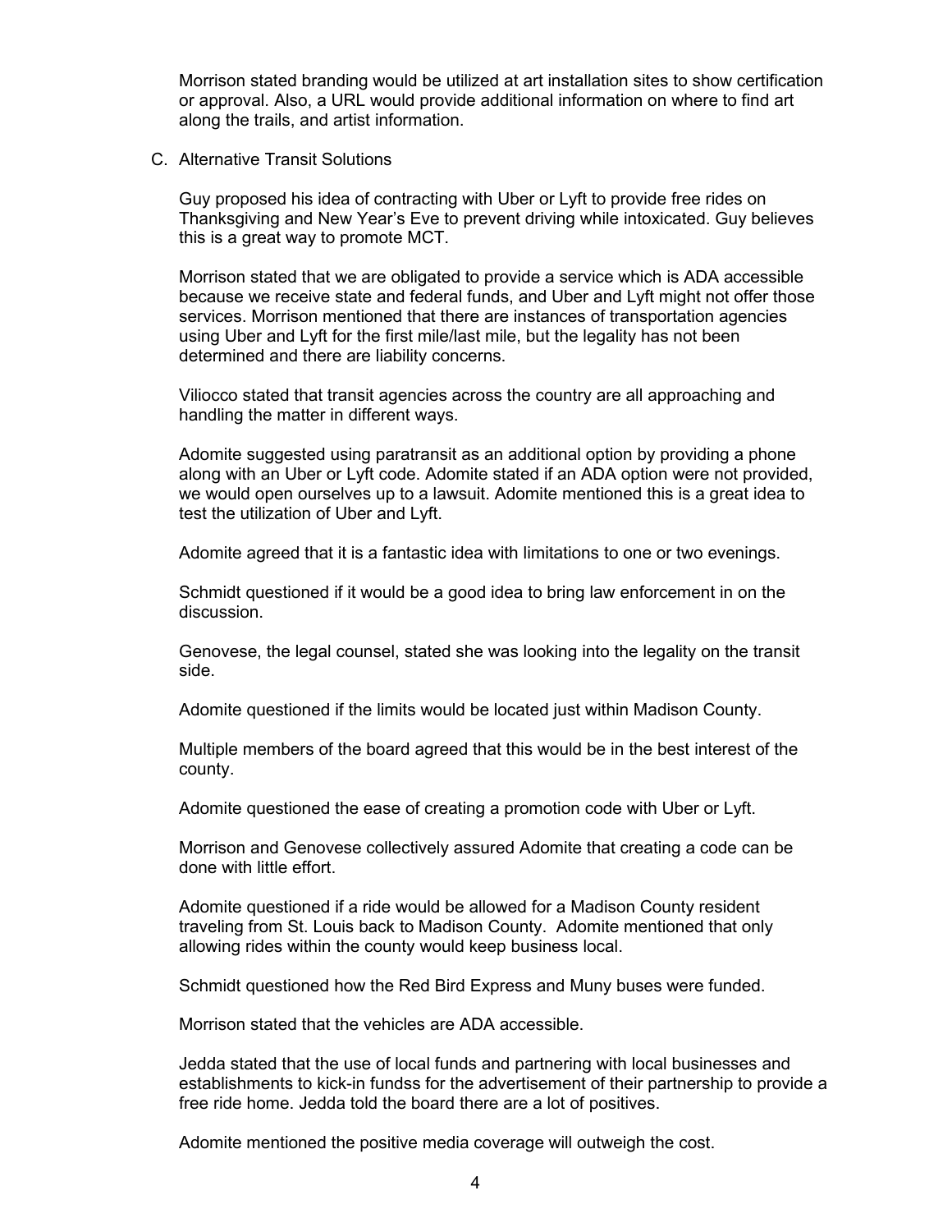Morrison stated branding would be utilized at art installation sites to show certification or approval. Also, a URL would provide additional information on where to find art along the trails, and artist information.

C. Alternative Transit Solutions

Guy proposed his idea of contracting with Uber or Lyft to provide free rides on Thanksgiving and New Year's Eve to prevent driving while intoxicated. Guy believes this is a great way to promote MCT.

Morrison stated that we are obligated to provide a service which is ADA accessible because we receive state and federal funds, and Uber and Lyft might not offer those services. Morrison mentioned that there are instances of transportation agencies using Uber and Lyft for the first mile/last mile, but the legality has not been determined and there are liability concerns.

Viliocco stated that transit agencies across the country are all approaching and handling the matter in different ways.

Adomite suggested using paratransit as an additional option by providing a phone along with an Uber or Lyft code. Adomite stated if an ADA option were not provided, we would open ourselves up to a lawsuit. Adomite mentioned this is a great idea to test the utilization of Uber and Lyft.

Adomite agreed that it is a fantastic idea with limitations to one or two evenings.

Schmidt questioned if it would be a good idea to bring law enforcement in on the discussion.

Genovese, the legal counsel, stated she was looking into the legality on the transit side.

Adomite questioned if the limits would be located just within Madison County.

Multiple members of the board agreed that this would be in the best interest of the county.

Adomite questioned the ease of creating a promotion code with Uber or Lyft.

Morrison and Genovese collectively assured Adomite that creating a code can be done with little effort.

Adomite questioned if a ride would be allowed for a Madison County resident traveling from St. Louis back to Madison County. Adomite mentioned that only allowing rides within the county would keep business local.

Schmidt questioned how the Red Bird Express and Muny buses were funded.

Morrison stated that the vehicles are ADA accessible.

Jedda stated that the use of local funds and partnering with local businesses and establishments to kick-in fundss for the advertisement of their partnership to provide a free ride home. Jedda told the board there are a lot of positives.

Adomite mentioned the positive media coverage will outweigh the cost.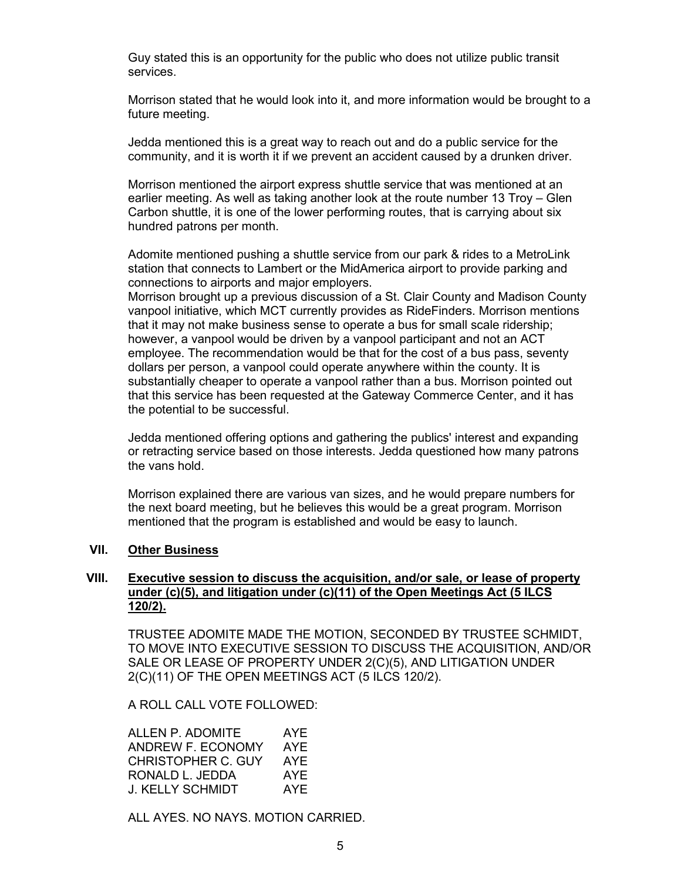Guy stated this is an opportunity for the public who does not utilize public transit services.

Morrison stated that he would look into it, and more information would be brought to a future meeting.

Jedda mentioned this is a great way to reach out and do a public service for the community, and it is worth it if we prevent an accident caused by a drunken driver.

Morrison mentioned the airport express shuttle service that was mentioned at an earlier meeting. As well as taking another look at the route number 13 Troy – Glen Carbon shuttle, it is one of the lower performing routes, that is carrying about six hundred patrons per month.

Adomite mentioned pushing a shuttle service from our park & rides to a MetroLink station that connects to Lambert or the MidAmerica airport to provide parking and connections to airports and major employers.
Morrison brought up a previous discussion of a St. Clair County and Madison County vanpool initiative, which MCT currently provides as RideFinders. Morrison mentions that it may not make business sense to operate a bus for small scale ridership; however, a vanpool would be driven by a vanpool participant and not an ACT employee. The recommendation would be that for the cost of a bus pass, seventy dollars per person, a vanpool could operate anywhere within the county. It is substantially cheaper to operate a vanpool rather than a bus. Morrison pointed out that this service has been requested at the Gateway Commerce Center, and it has the potential to be successful.

Jedda mentioned offering options and gathering the publics' interest and expanding or retracting service based on those interests. Jedda questioned how many patrons the vans hold.

Morrison explained there are various van sizes, and he would prepare numbers for the next board meeting, but he believes this would be a great program. Morrison mentioned that the program is established and would be easy to launch.

## VII. Other Business

## VIII. Executive session to discuss the acquisition, and/or sale, or lease of property under (c)(5), and litigation under (c)(11) of the Open Meetings Act (5 ILCS 120/2).

TRUSTEE ADOMITE MADE THE MOTION, SECONDED BY TRUSTEE SCHMIDT, TO MOVE INTO EXECUTIVE SESSION TO DISCUSS THE ACQUISITION, AND/OR SALE OR LEASE OF PROPERTY UNDER 2(C)(5), AND LITIGATION UNDER 2(C)(11) OF THE OPEN MEETINGS ACT (5 ILCS 120/2).

A ROLL CALL VOTE FOLLOWED:

| | |
|---|---|
| ALLEN P. ADOMITE | AYE |
| ANDREW F. ECONOMY | AYE |
| CHRISTOPHER C. GUY | AYE |
| RONALD L. JEDDA | AYE |
| J. KELLY SCHMIDT | AYE |

ALL AYES. NO NAYS. MOTION CARRIED.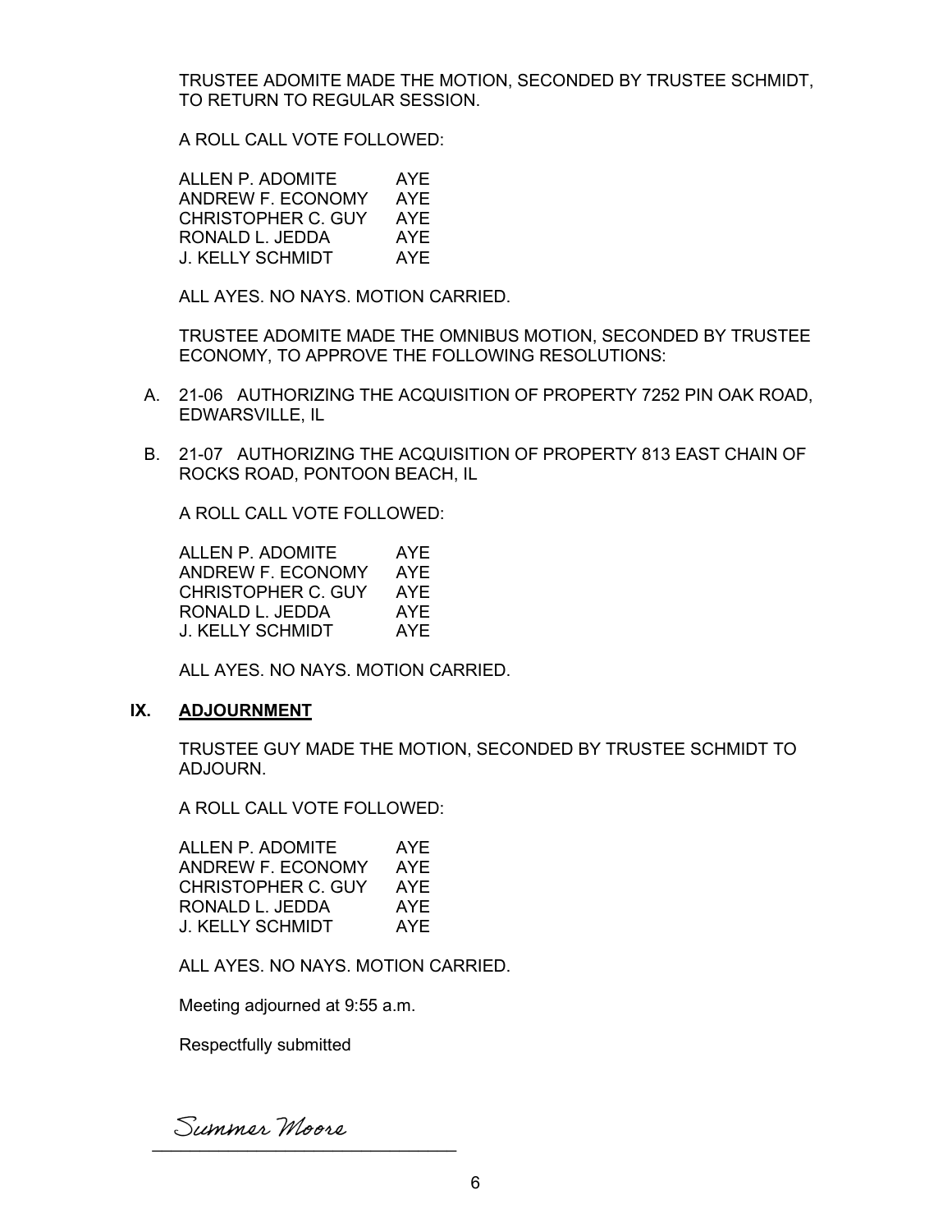TRUSTEE ADOMITE MADE THE MOTION, SECONDED BY TRUSTEE SCHMIDT, TO RETURN TO REGULAR SESSION.

A ROLL CALL VOTE FOLLOWED:

| | |
|---|---|
| ALLEN P. ADOMITE | AYE |
| ANDREW F. ECONOMY | AYE |
| CHRISTOPHER C. GUY | AYE |
| RONALD L. JEDDA | AYE |
| J. KELLY SCHMIDT | AYE |

ALL AYES. NO NAYS. MOTION CARRIED.

TRUSTEE ADOMITE MADE THE OMNIBUS MOTION, SECONDED BY TRUSTEE ECONOMY, TO APPROVE THE FOLLOWING RESOLUTIONS:

A. 21-06 AUTHORIZING THE ACQUISITION OF PROPERTY 7252 PIN OAK ROAD, EDWARSVILLE, IL

B. 21-07 AUTHORIZING THE ACQUISITION OF PROPERTY 813 EAST CHAIN OF ROCKS ROAD, PONTOON BEACH, IL

A ROLL CALL VOTE FOLLOWED:

| | |
|---|---|
| ALLEN P. ADOMITE | AYE |
| ANDREW F. ECONOMY | AYE |
| CHRISTOPHER C. GUY | AYE |
| RONALD L. JEDDA | AYE |
| J. KELLY SCHMIDT | AYE |

ALL AYES. NO NAYS. MOTION CARRIED.

## IX. ADJOURNMENT

TRUSTEE GUY MADE THE MOTION, SECONDED BY TRUSTEE SCHMIDT TO ADJOURN.

A ROLL CALL VOTE FOLLOWED:

| | |
|---|---|
| ALLEN P. ADOMITE | AYE |
| ANDREW F. ECONOMY | AYE |
| CHRISTOPHER C. GUY | AYE |
| RONALD L. JEDDA | AYE |
| J. KELLY SCHMIDT | AYE |

ALL AYES. NO NAYS. MOTION CARRIED.

Meeting adjourned at 9:55 a.m.

Respectfully submitted

Summer Moore

\_\_\_\_\_\_\_\_\_\_\_\_\_\_\_\_\_\_\_\_\_\_\_\_\_\_\_\_\_\_